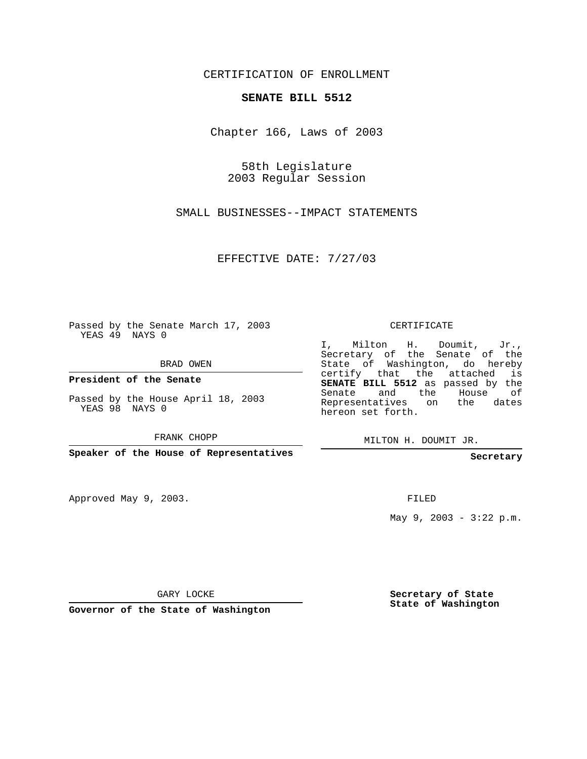CERTIFICATION OF ENROLLMENT

**SENATE BILL 5512**

Chapter 166, Laws of 2003

58th Legislature
2003 Regular Session

SMALL BUSINESSES--IMPACT STATEMENTS

EFFECTIVE DATE: 7/27/03

Passed by the Senate March 17, 2003
YEAS 49 NAYS 0

BRAD OWEN

**President of the Senate**

Passed by the House April 18, 2003
YEAS 98 NAYS 0

FRANK CHOPP

**Speaker of the House of Representatives**

Approved May 9, 2003.

GARY LOCKE

**Governor of the State of Washington**

CERTIFICATE

I, Milton H. Doumit, Jr., Secretary of the Senate of the State of Washington, do hereby certify that the attached is **SENATE BILL 5512** as passed by the Senate and the House of Representatives on the dates hereon set forth.

MILTON H. DOUMIT JR.

**Secretary**

FILED

May 9, 2003 - 3:22 p.m.

**Secretary of State**
**State of Washington**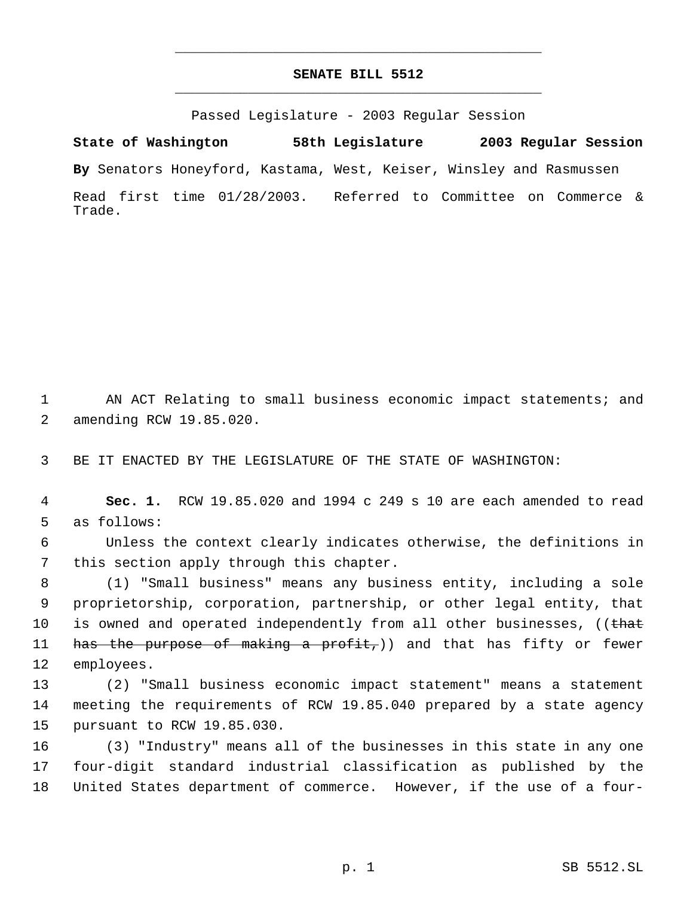# SENATE BILL 5512

Passed Legislature - 2003 Regular Session

**State of Washington 58th Legislature 2003 Regular Session**

**By** Senators Honeyford, Kastama, West, Keiser, Winsley and Rasmussen

Read first time 01/28/2003. Referred to Committee on Commerce & Trade.

AN ACT Relating to small business economic impact statements; and amending RCW 19.85.020.

BE IT ENACTED BY THE LEGISLATURE OF THE STATE OF WASHINGTON:

**Sec. 1.** RCW 19.85.020 and 1994 c 249 s 10 are each amended to read as follows:

Unless the context clearly indicates otherwise, the definitions in this section apply through this chapter.

(1) "Small business" means any business entity, including a sole proprietorship, corporation, partnership, or other legal entity, that is owned and operated independently from all other businesses, ((~~that has the purpose of making a profit,~~)) and that has fifty or fewer employees.

(2) "Small business economic impact statement" means a statement meeting the requirements of RCW 19.85.040 prepared by a state agency pursuant to RCW 19.85.030.

(3) "Industry" means all of the businesses in this state in any one four-digit standard industrial classification as published by the United States department of commerce. However, if the use of a four-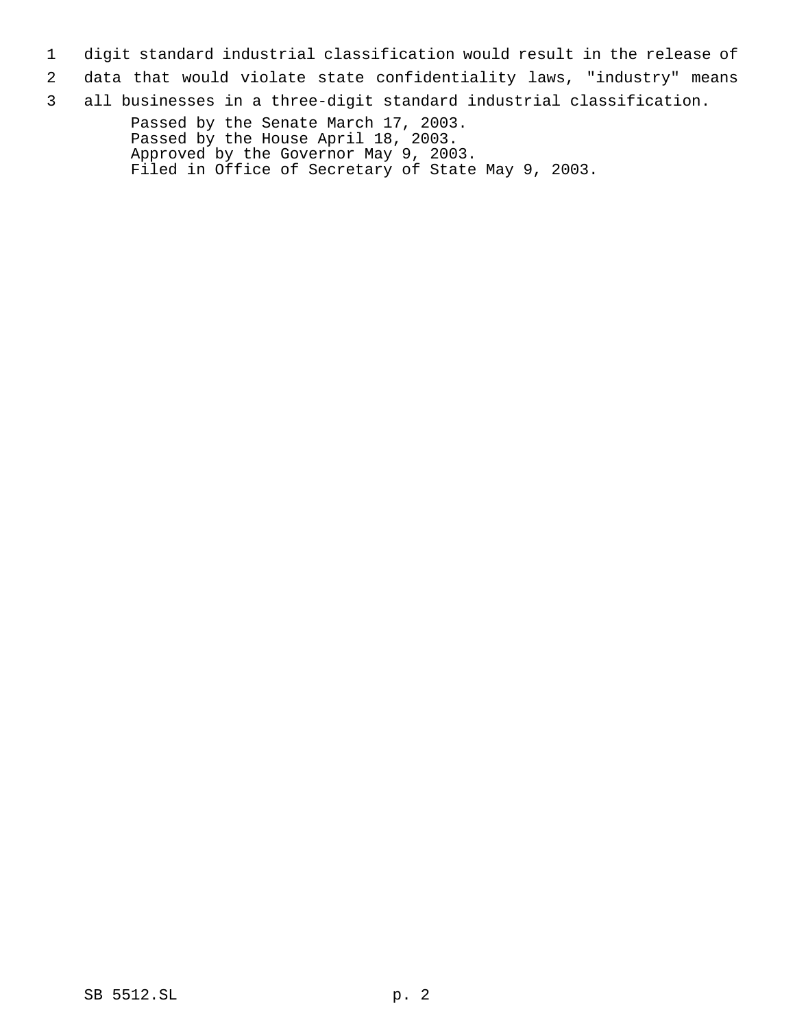digit standard industrial classification would result in the release of data that would violate state confidentiality laws, "industry" means all businesses in a three-digit standard industrial classification.

Passed by the Senate March 17, 2003.
Passed by the House April 18, 2003.
Approved by the Governor May 9, 2003.
Filed in Office of Secretary of State May 9, 2003.